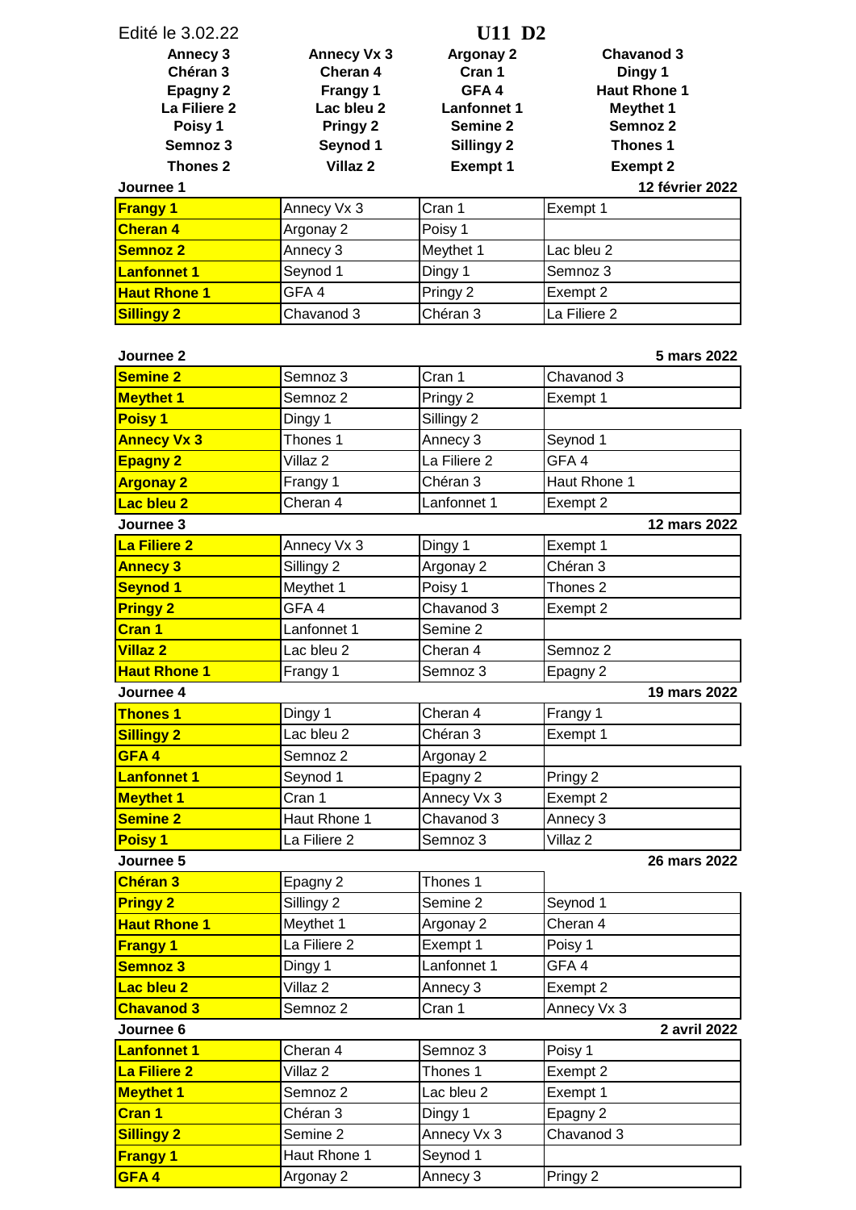Edité le 3.02.22

# U11 D2

| Annecy 3 | Annecy Vx 3 | Argonay 2 | Chavanod 3 |
|---|---|---|---|
| Chéran 3 | Cheran 4 | Cran 1 | Dingy 1 |
| Epagny 2 | Frangy 1 | GFA 4 | Haut Rhone 1 |
| La Filiere 2 | Lac bleu 2 | Lanfonnet 1 | Meythet 1 |
| Poisy 1 | Pringy 2 | Semine 2 | Semnoz 2 |
| Semnoz 3 | Seynod 1 | Sillingy 2 | Thones 1 |
| Thones 2 | Villaz 2 | Exempt 1 | Exempt 2 |

**Journee 1** — **12 février 2022**

| | | | |
|---|---|---|---|
| **Frangy 1** | Annecy Vx 3 | Cran 1 | Exempt 1 |
| **Cheran 4** | Argonay 2 | Poisy 1 | |
| **Semnoz 2** | Annecy 3 | Meythet 1 | Lac bleu 2 |
| **Lanfonnet 1** | Seynod 1 | Dingy 1 | Semnoz 3 |
| **Haut Rhone 1** | GFA 4 | Pringy 2 | Exempt 2 |
| **Sillingy 2** | Chavanod 3 | Chéran 3 | La Filiere 2 |

**Journee 2** — **5 mars 2022**

| | | | |
|---|---|---|---|
| **Semine 2** | Semnoz 3 | Cran 1 | Chavanod 3 |
| **Meythet 1** | Semnoz 2 | Pringy 2 | Exempt 1 |
| **Poisy 1** | Dingy 1 | Sillingy 2 | |
| **Annecy Vx 3** | Thones 1 | Annecy 3 | Seynod 1 |
| **Epagny 2** | Villaz 2 | La Filiere 2 | GFA 4 |
| **Argonay 2** | Frangy 1 | Chéran 3 | Haut Rhone 1 |
| **Lac bleu 2** | Cheran 4 | Lanfonnet 1 | Exempt 2 |

**Journee 3** — **12 mars 2022**

| | | | |
|---|---|---|---|
| **La Filiere 2** | Annecy Vx 3 | Dingy 1 | Exempt 1 |
| **Annecy 3** | Sillingy 2 | Argonay 2 | Chéran 3 |
| **Seynod 1** | Meythet 1 | Poisy 1 | Thones 2 |
| **Pringy 2** | GFA 4 | Chavanod 3 | Exempt 2 |
| **Cran 1** | Lanfonnet 1 | Semine 2 | |
| **Villaz 2** | Lac bleu 2 | Cheran 4 | Semnoz 2 |
| **Haut Rhone 1** | Frangy 1 | Semnoz 3 | Epagny 2 |

**Journee 4** — **19 mars 2022**

| | | | |
|---|---|---|---|
| **Thones 1** | Dingy 1 | Cheran 4 | Frangy 1 |
| **Sillingy 2** | Lac bleu 2 | Chéran 3 | Exempt 1 |
| **GFA 4** | Semnoz 2 | Argonay 2 | |
| **Lanfonnet 1** | Seynod 1 | Epagny 2 | Pringy 2 |
| **Meythet 1** | Cran 1 | Annecy Vx 3 | Exempt 2 |
| **Semine 2** | Haut Rhone 1 | Chavanod 3 | Annecy 3 |
| **Poisy 1** | La Filiere 2 | Semnoz 3 | Villaz 2 |

**Journee 5** — **26 mars 2022**

| | | | |
|---|---|---|---|
| **Chéran 3** | Epagny 2 | Thones 1 | |
| **Pringy 2** | Sillingy 2 | Semine 2 | Seynod 1 |
| **Haut Rhone 1** | Meythet 1 | Argonay 2 | Cheran 4 |
| **Frangy 1** | La Filiere 2 | Exempt 1 | Poisy 1 |
| **Semnoz 3** | Dingy 1 | Lanfonnet 1 | GFA 4 |
| **Lac bleu 2** | Villaz 2 | Annecy 3 | Exempt 2 |
| **Chavanod 3** | Semnoz 2 | Cran 1 | Annecy Vx 3 |

**Journee 6** — **2 avril 2022**

| | | | |
|---|---|---|---|
| **Lanfonnet 1** | Cheran 4 | Semnoz 3 | Poisy 1 |
| **La Filiere 2** | Villaz 2 | Thones 1 | Exempt 2 |
| **Meythet 1** | Semnoz 2 | Lac bleu 2 | Exempt 1 |
| **Cran 1** | Chéran 3 | Dingy 1 | Epagny 2 |
| **Sillingy 2** | Semine 2 | Annecy Vx 3 | Chavanod 3 |
| **Frangy 1** | Haut Rhone 1 | Seynod 1 | |
| **GFA 4** | Argonay 2 | Annecy 3 | Pringy 2 |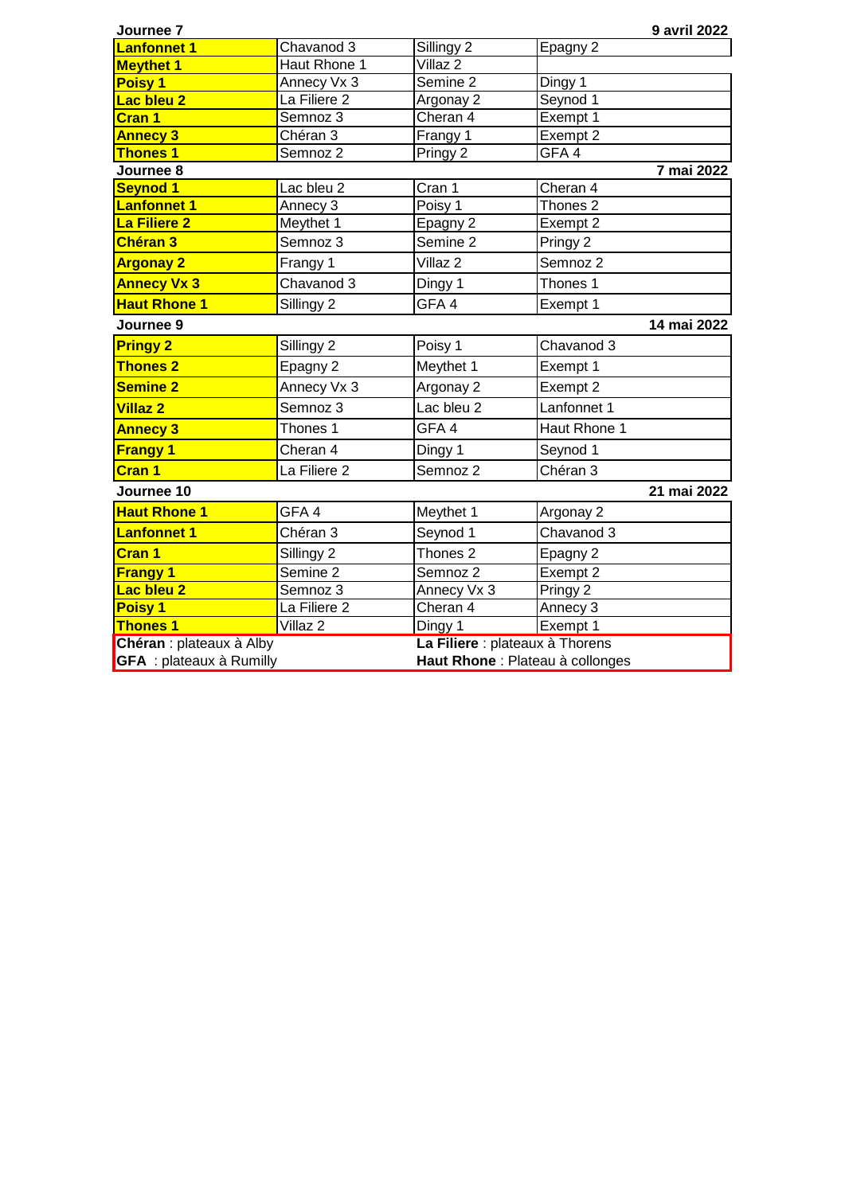| Journee 7 | | | 9 avril 2022 |
|---|---|---|---|
| **Lanfonnet 1** | Chavanod 3 | Sillingy 2 | Epagny 2 |
| **Meythet 1** | Haut Rhone 1 | Villaz 2 | |
| **Poisy 1** | Annecy Vx 3 | Semine 2 | Dingy 1 |
| **Lac bleu 2** | La Filiere 2 | Argonay 2 | Seynod 1 |
| **Cran 1** | Semnoz 3 | Cheran 4 | Exempt 1 |
| **Annecy 3** | Chéran 3 | Frangy 1 | Exempt 2 |
| **Thones 1** | Semnoz 2 | Pringy 2 | GFA 4 |
| **Journee 8** | | | **7 mai 2022** |
| **Seynod 1** | Lac bleu 2 | Cran 1 | Cheran 4 |
| **Lanfonnet 1** | Annecy 3 | Poisy 1 | Thones 2 |
| **La Filiere 2** | Meythet 1 | Epagny 2 | Exempt 2 |
| **Chéran 3** | Semnoz 3 | Semine 2 | Pringy 2 |
| **Argonay 2** | Frangy 1 | Villaz 2 | Semnoz 2 |
| **Annecy Vx 3** | Chavanod 3 | Dingy 1 | Thones 1 |
| **Haut Rhone 1** | Sillingy 2 | GFA 4 | Exempt 1 |
| **Journee 9** | | | **14 mai 2022** |
| **Pringy 2** | Sillingy 2 | Poisy 1 | Chavanod 3 |
| **Thones 2** | Epagny 2 | Meythet 1 | Exempt 1 |
| **Semine 2** | Annecy Vx 3 | Argonay 2 | Exempt 2 |
| **Villaz 2** | Semnoz 3 | Lac bleu 2 | Lanfonnet 1 |
| **Annecy 3** | Thones 1 | GFA 4 | Haut Rhone 1 |
| **Frangy 1** | Cheran 4 | Dingy 1 | Seynod 1 |
| **Cran 1** | La Filiere 2 | Semnoz 2 | Chéran 3 |
| **Journee 10** | | | **21 mai 2022** |
| **Haut Rhone 1** | GFA 4 | Meythet 1 | Argonay 2 |
| **Lanfonnet 1** | Chéran 3 | Seynod 1 | Chavanod 3 |
| **Cran 1** | Sillingy 2 | Thones 2 | Epagny 2 |
| **Frangy 1** | Semine 2 | Semnoz 2 | Exempt 2 |
| **Lac bleu 2** | Semnoz 3 | Annecy Vx 3 | Pringy 2 |
| **Poisy 1** | La Filiere 2 | Cheran 4 | Annecy 3 |
| **Thones 1** | Villaz 2 | Dingy 1 | Exempt 1 |

**Chéran** : plateaux à Alby
**GFA** : plateaux à Rumilly
**La Filiere** : plateaux à Thorens
**Haut Rhone** : Plateau à collonges